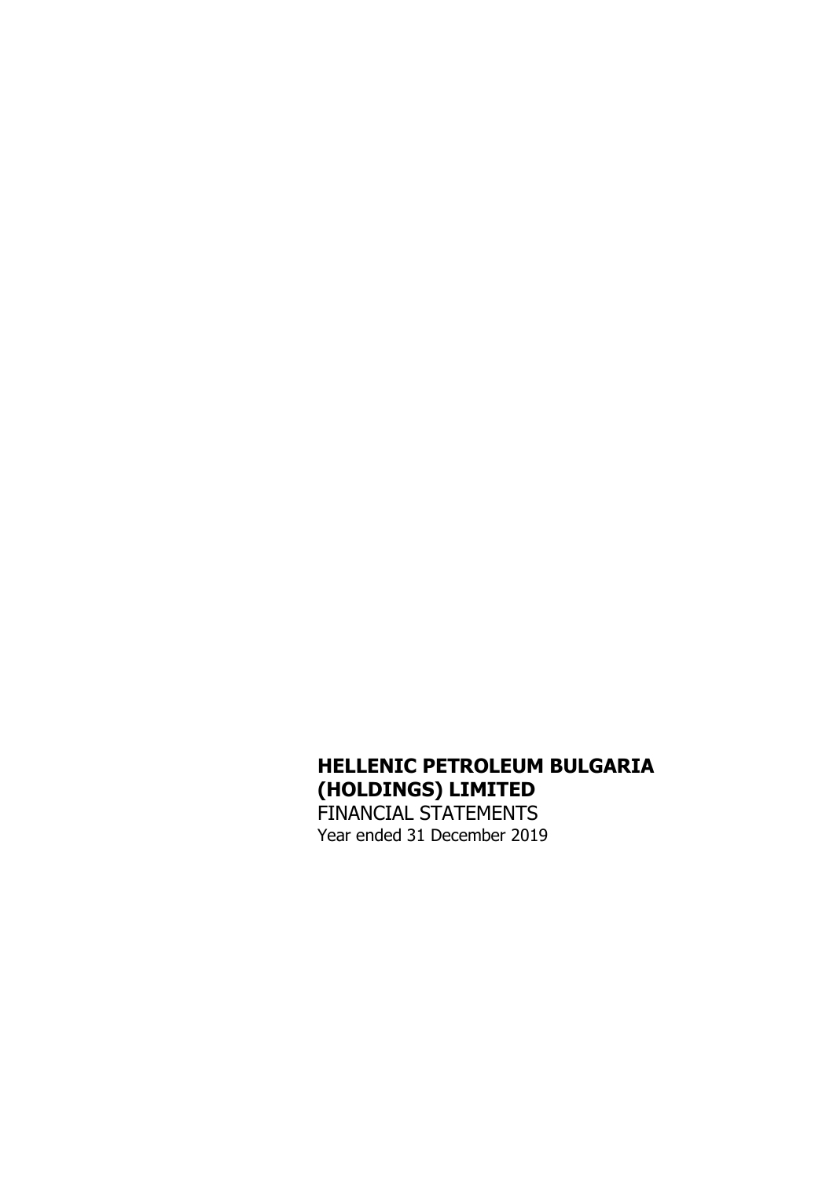# HELLENIC PETROLEUM BULGARIA (HOLDINGS) LIMITED

FINANCIAL STATEMENTS

Year ended 31 December 2019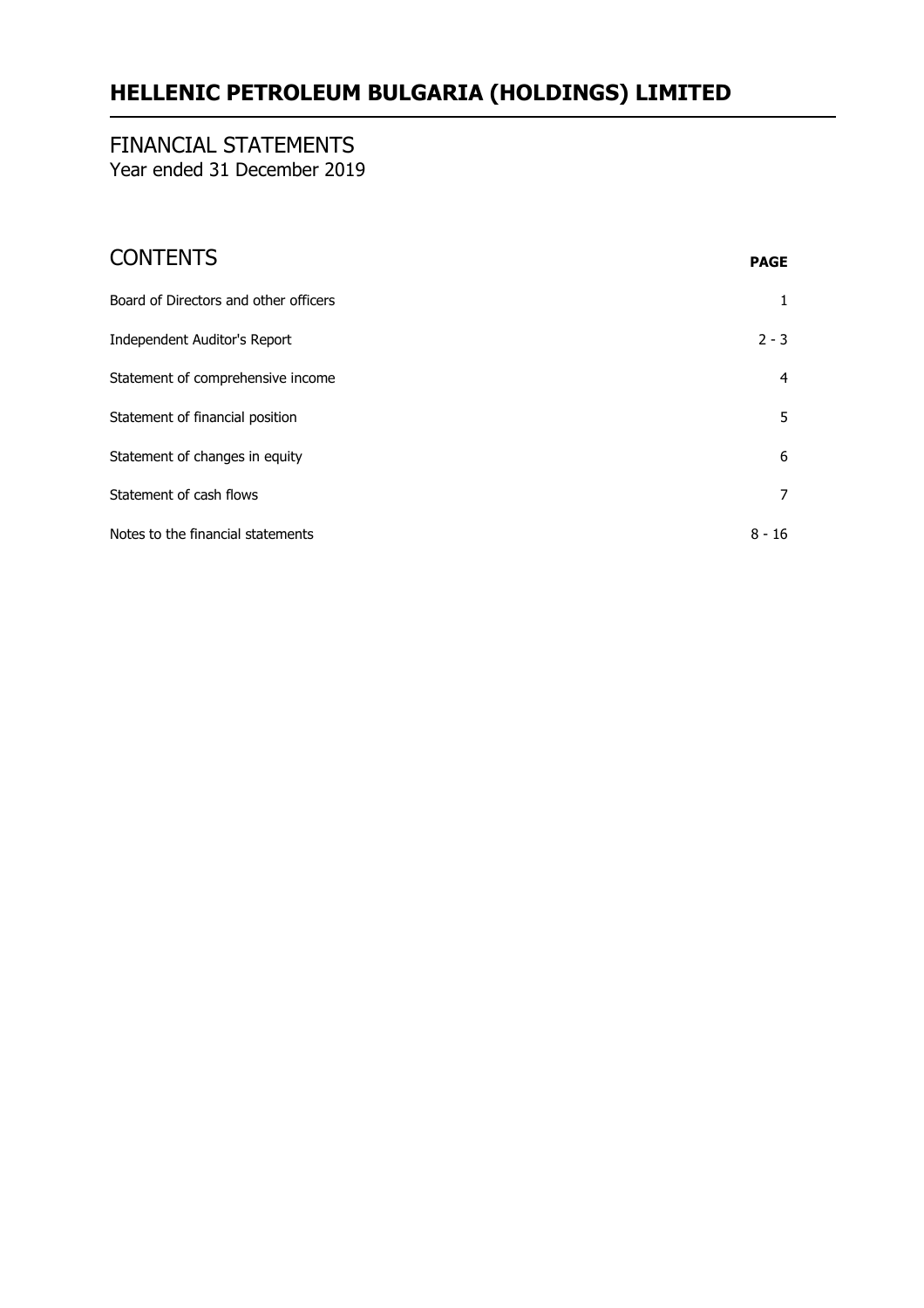# HELLENIC PETROLEUM BULGARIA (HOLDINGS) LIMITED

## FINANCIAL STATEMENTS
Year ended 31 December 2019

## CONTENTS

| | PAGE |
|---|---|
| Board of Directors and other officers | 1 |
| Independent Auditor's Report | 2 - 3 |
| Statement of comprehensive income | 4 |
| Statement of financial position | 5 |
| Statement of changes in equity | 6 |
| Statement of cash flows | 7 |
| Notes to the financial statements | 8 - 16 |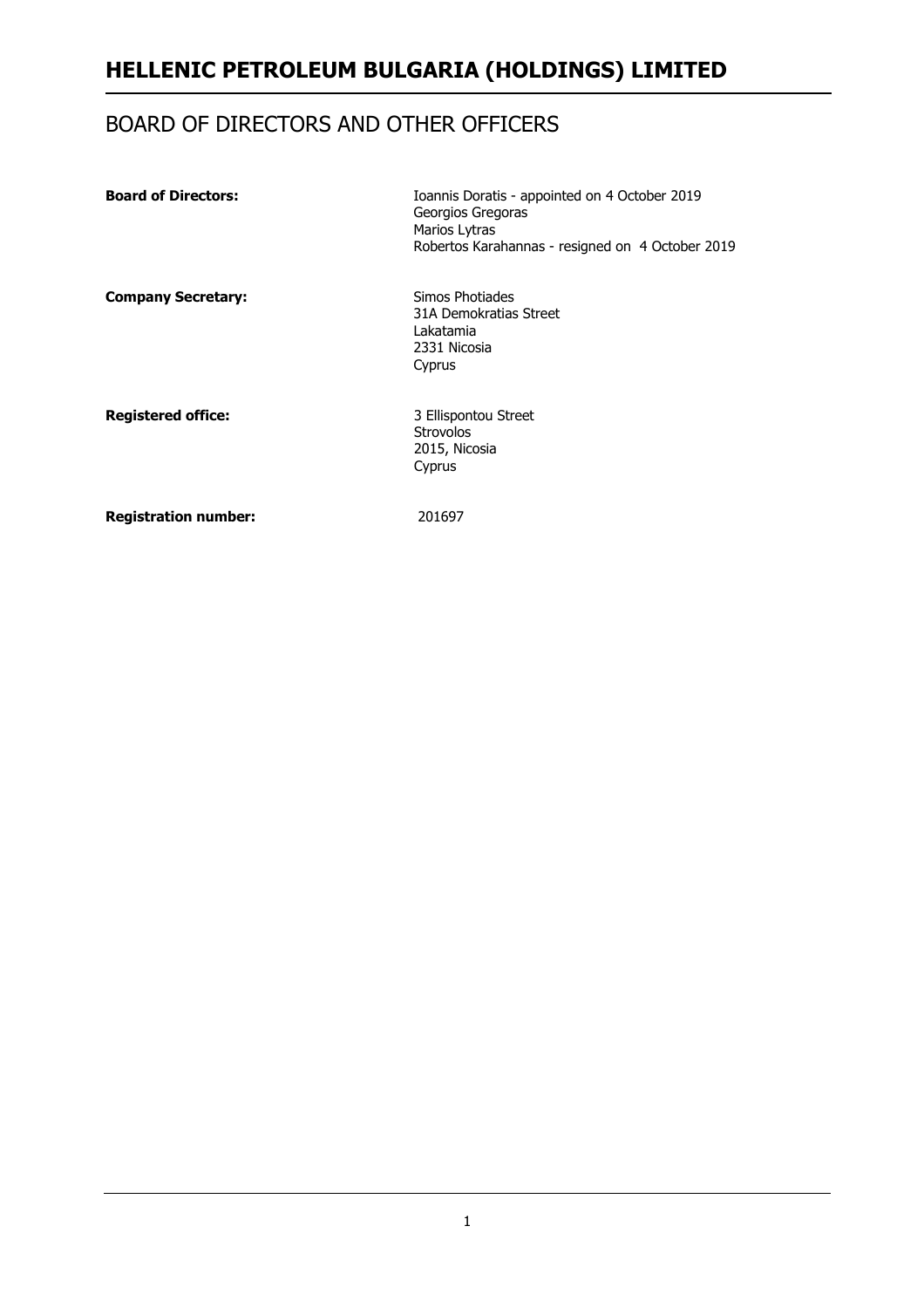# HELLENIC PETROLEUM BULGARIA (HOLDINGS) LIMITED

## BOARD OF DIRECTORS AND OTHER OFFICERS

| | |
|---|---|
| **Board of Directors:** | Ioannis Doratis - appointed on 4 October 2019<br>Georgios Gregoras<br>Marios Lytras<br>Robertos Karahannas - resigned on 4 October 2019 |
| **Company Secretary:** | Simos Photiades<br>31A Demokratias Street<br>Lakatamia<br>2331 Nicosia<br>Cyprus |
| **Registered office:** | 3 Ellispontou Street<br>Strovolos<br>2015, Nicosia<br>Cyprus |
| **Registration number:** | 201697 |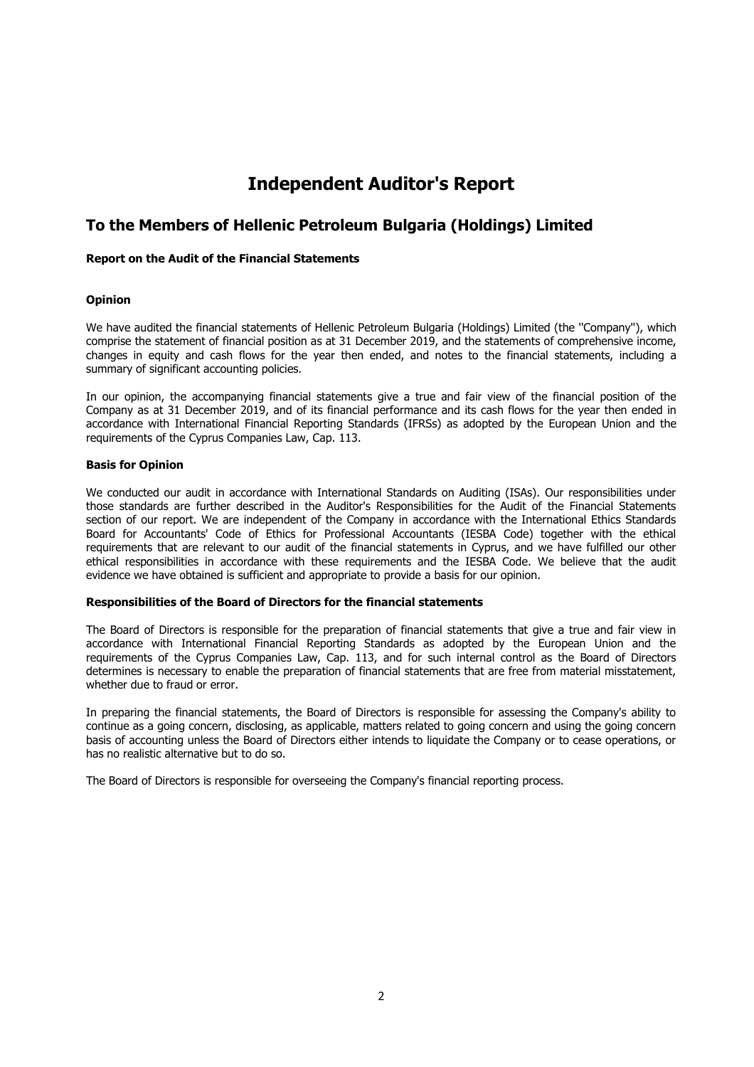# Independent Auditor's Report

## To the Members of Hellenic Petroleum Bulgaria (Holdings) Limited

### Report on the Audit of the Financial Statements

#### Opinion

We have audited the financial statements of Hellenic Petroleum Bulgaria (Holdings) Limited (the ''Company''), which comprise the statement of financial position as at 31 December 2019, and the statements of comprehensive income, changes in equity and cash flows for the year then ended, and notes to the financial statements, including a summary of significant accounting policies.

In our opinion, the accompanying financial statements give a true and fair view of the financial position of the Company as at 31 December 2019, and of its financial performance and its cash flows for the year then ended in accordance with International Financial Reporting Standards (IFRSs) as adopted by the European Union and the requirements of the Cyprus Companies Law, Cap. 113.

#### Basis for Opinion

We conducted our audit in accordance with International Standards on Auditing (ISAs). Our responsibilities under those standards are further described in the Auditor's Responsibilities for the Audit of the Financial Statements section of our report. We are independent of the Company in accordance with the International Ethics Standards Board for Accountants' Code of Ethics for Professional Accountants (IESBA Code) together with the ethical requirements that are relevant to our audit of the financial statements in Cyprus, and we have fulfilled our other ethical responsibilities in accordance with these requirements and the IESBA Code. We believe that the audit evidence we have obtained is sufficient and appropriate to provide a basis for our opinion.

#### Responsibilities of the Board of Directors for the financial statements

The Board of Directors is responsible for the preparation of financial statements that give a true and fair view in accordance with International Financial Reporting Standards as adopted by the European Union and the requirements of the Cyprus Companies Law, Cap. 113, and for such internal control as the Board of Directors determines is necessary to enable the preparation of financial statements that are free from material misstatement, whether due to fraud or error.

In preparing the financial statements, the Board of Directors is responsible for assessing the Company's ability to continue as a going concern, disclosing, as applicable, matters related to going concern and using the going concern basis of accounting unless the Board of Directors either intends to liquidate the Company or to cease operations, or has no realistic alternative but to do so.

The Board of Directors is responsible for overseeing the Company's financial reporting process.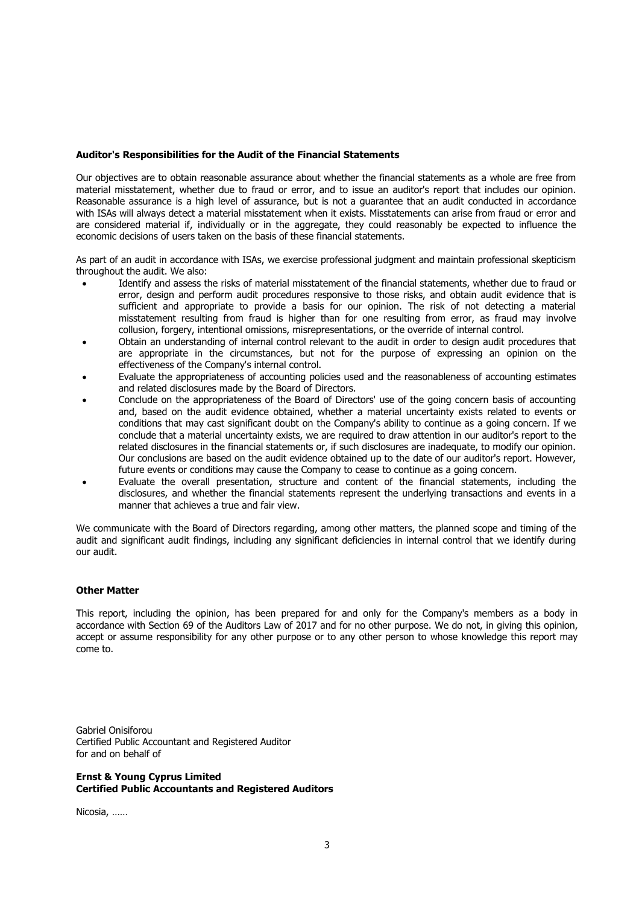**Auditor's Responsibilities for the Audit of the Financial Statements**

Our objectives are to obtain reasonable assurance about whether the financial statements as a whole are free from material misstatement, whether due to fraud or error, and to issue an auditor's report that includes our opinion. Reasonable assurance is a high level of assurance, but is not a guarantee that an audit conducted in accordance with ISAs will always detect a material misstatement when it exists. Misstatements can arise from fraud or error and are considered material if, individually or in the aggregate, they could reasonably be expected to influence the economic decisions of users taken on the basis of these financial statements.

As part of an audit in accordance with ISAs, we exercise professional judgment and maintain professional skepticism throughout the audit. We also:

- Identify and assess the risks of material misstatement of the financial statements, whether due to fraud or error, design and perform audit procedures responsive to those risks, and obtain audit evidence that is sufficient and appropriate to provide a basis for our opinion. The risk of not detecting a material misstatement resulting from fraud is higher than for one resulting from error, as fraud may involve collusion, forgery, intentional omissions, misrepresentations, or the override of internal control.
- Obtain an understanding of internal control relevant to the audit in order to design audit procedures that are appropriate in the circumstances, but not for the purpose of expressing an opinion on the effectiveness of the Company's internal control.
- Evaluate the appropriateness of accounting policies used and the reasonableness of accounting estimates and related disclosures made by the Board of Directors.
- Conclude on the appropriateness of the Board of Directors' use of the going concern basis of accounting and, based on the audit evidence obtained, whether a material uncertainty exists related to events or conditions that may cast significant doubt on the Company's ability to continue as a going concern. If we conclude that a material uncertainty exists, we are required to draw attention in our auditor's report to the related disclosures in the financial statements or, if such disclosures are inadequate, to modify our opinion. Our conclusions are based on the audit evidence obtained up to the date of our auditor's report. However, future events or conditions may cause the Company to cease to continue as a going concern.
- Evaluate the overall presentation, structure and content of the financial statements, including the disclosures, and whether the financial statements represent the underlying transactions and events in a manner that achieves a true and fair view.

We communicate with the Board of Directors regarding, among other matters, the planned scope and timing of the audit and significant audit findings, including any significant deficiencies in internal control that we identify during our audit.

**Other Matter**

This report, including the opinion, has been prepared for and only for the Company's members as a body in accordance with Section 69 of the Auditors Law of 2017 and for no other purpose. We do not, in giving this opinion, accept or assume responsibility for any other purpose or to any other person to whose knowledge this report may come to.

Gabriel Onisiforou
Certified Public Accountant and Registered Auditor
for and on behalf of

**Ernst & Young Cyprus Limited**
**Certified Public Accountants and Registered Auditors**

Nicosia, ……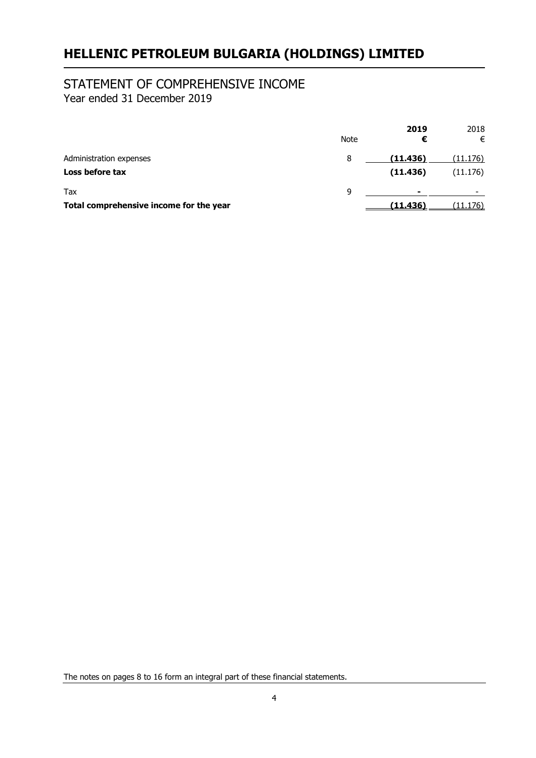# HELLENIC PETROLEUM BULGARIA (HOLDINGS) LIMITED

## STATEMENT OF COMPREHENSIVE INCOME

Year ended 31 December 2019

| | Note | **2019** | 2018 |
|---|---|---|---|
| | | **€** | € |
| Administration expenses | 8 | **(11.436)** | (11.176) |
| **Loss before tax** | | **(11.436)** | (11.176) |
| Tax | 9 | **-** | - |
| **Total comprehensive income for the year** | | **(11.436)** | (11.176) |

The notes on pages 8 to 16 form an integral part of these financial statements.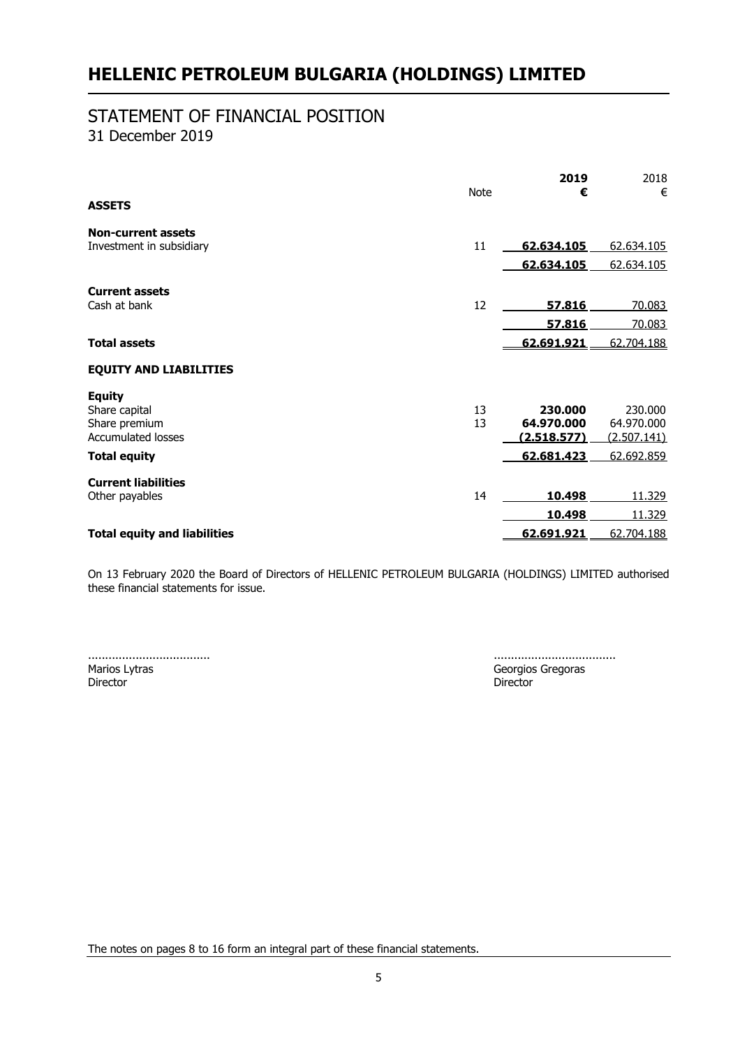# HELLENIC PETROLEUM BULGARIA (HOLDINGS) LIMITED

## STATEMENT OF FINANCIAL POSITION

31 December 2019

| | Note | 2019 € | 2018 € |
|---|---|---|---|
| **ASSETS** | | | |
| **Non-current assets** | | | |
| Investment in subsidiary | 11 | **62.634.105** | 62.634.105 |
| | | **62.634.105** | 62.634.105 |
| **Current assets** | | | |
| Cash at bank | 12 | **57.816** | 70.083 |
| | | **57.816** | 70.083 |
| **Total assets** | | **62.691.921** | 62.704.188 |
| **EQUITY AND LIABILITIES** | | | |
| **Equity** | | | |
| Share capital | 13 | **230.000** | 230.000 |
| Share premium | 13 | **64.970.000** | 64.970.000 |
| Accumulated losses | | **(2.518.577)** | (2.507.141) |
| **Total equity** | | **62.681.423** | 62.692.859 |
| **Current liabilities** | | | |
| Other payables | 14 | **10.498** | 11.329 |
| | | **10.498** | 11.329 |
| **Total equity and liabilities** | | **62.691.921** | 62.704.188 |

On 13 February 2020 the Board of Directors of HELLENIC PETROLEUM BULGARIA (HOLDINGS) LIMITED authorised these financial statements for issue.

| | |
|---|---|
| ................................... | ................................... |
| Marios Lytras | Georgios Gregoras |
| Director | Director |

The notes on pages 8 to 16 form an integral part of these financial statements.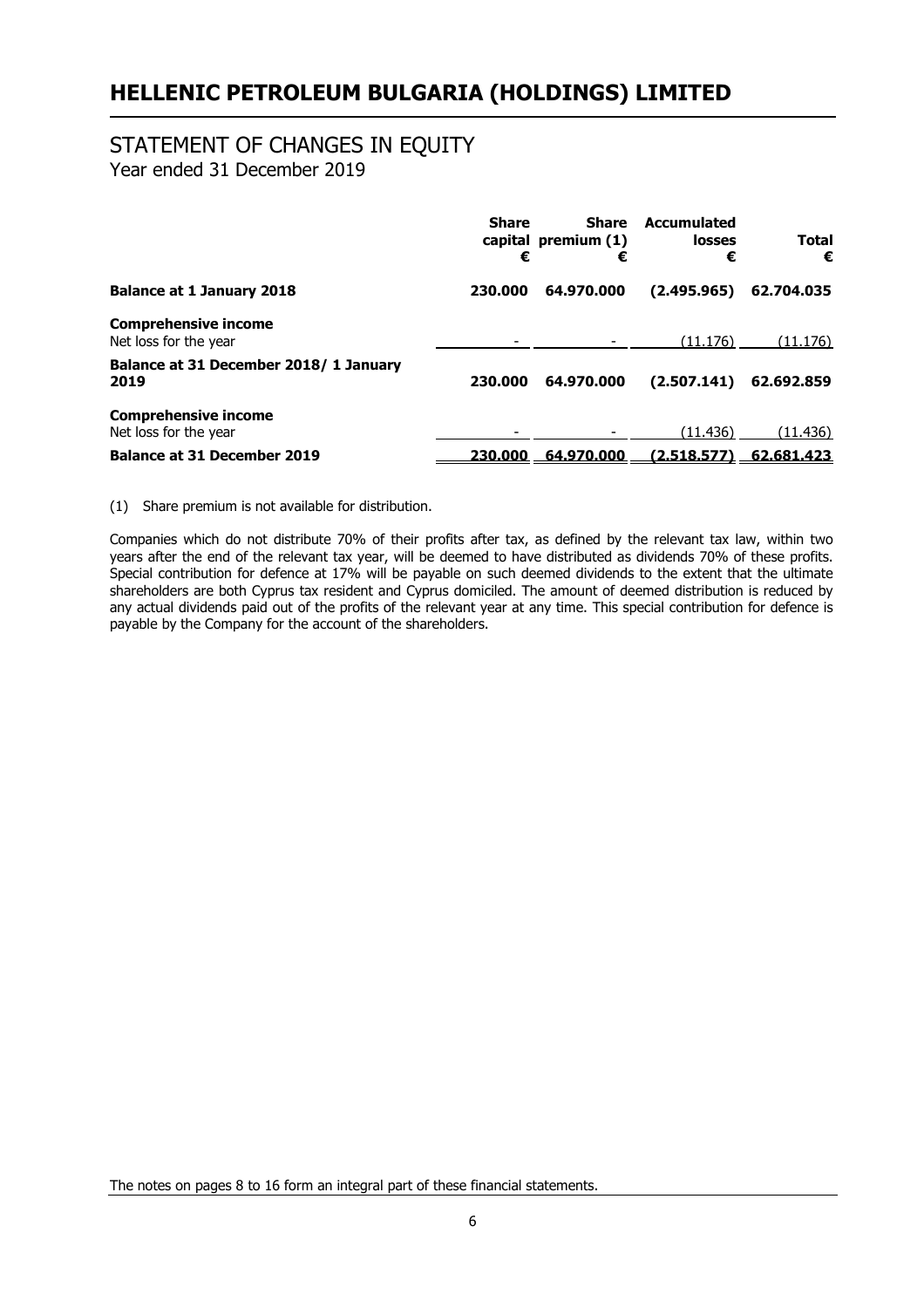# HELLENIC PETROLEUM BULGARIA (HOLDINGS) LIMITED

## STATEMENT OF CHANGES IN EQUITY

Year ended 31 December 2019

| | Share capital € | Share premium (1) € | Accumulated losses € | Total € |
|---|---|---|---|---|
| **Balance at 1 January 2018** | **230.000** | **64.970.000** | **(2.495.965)** | **62.704.035** |
| **Comprehensive income** | | | | |
| Net loss for the year | - | - | (11.176) | (11.176) |
| **Balance at 31 December 2018/ 1 January 2019** | **230.000** | **64.970.000** | **(2.507.141)** | **62.692.859** |
| **Comprehensive income** | | | | |
| Net loss for the year | - | - | (11.436) | (11.436) |
| **Balance at 31 December 2019** | **230.000** | **64.970.000** | **(2.518.577)** | **62.681.423** |

(1) Share premium is not available for distribution.

Companies which do not distribute 70% of their profits after tax, as defined by the relevant tax law, within two years after the end of the relevant tax year, will be deemed to have distributed as dividends 70% of these profits. Special contribution for defence at 17% will be payable on such deemed dividends to the extent that the ultimate shareholders are both Cyprus tax resident and Cyprus domiciled. The amount of deemed distribution is reduced by any actual dividends paid out of the profits of the relevant year at any time. This special contribution for defence is payable by the Company for the account of the shareholders.

The notes on pages 8 to 16 form an integral part of these financial statements.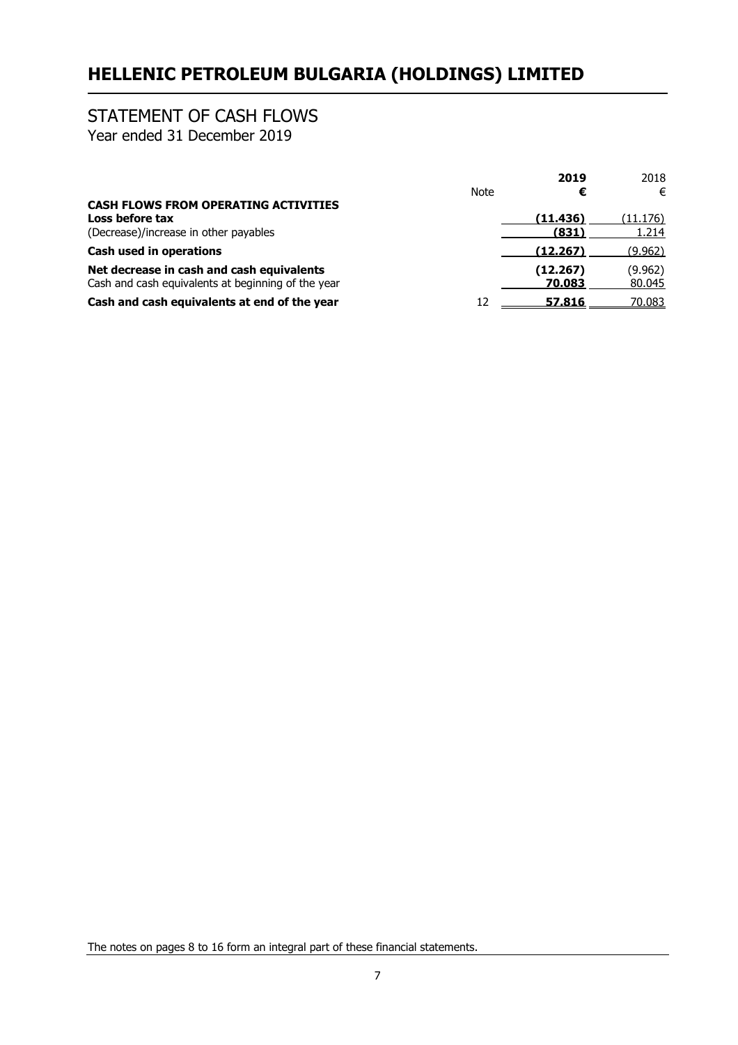# HELLENIC PETROLEUM BULGARIA (HOLDINGS) LIMITED

## STATEMENT OF CASH FLOWS

Year ended 31 December 2019

| | Note | **2019** | 2018 |
|---|---|---|---|
| | | **€** | € |
| **CASH FLOWS FROM OPERATING ACTIVITIES** | | | |
| **Loss before tax** | | **(11.436)** | (11.176) |
| (Decrease)/increase in other payables | | **(831)** | 1.214 |
| **Cash used in operations** | | **(12.267)** | (9.962) |
| **Net decrease in cash and cash equivalents** | | **(12.267)** | (9.962) |
| Cash and cash equivalents at beginning of the year | | **70.083** | 80.045 |
| **Cash and cash equivalents at end of the year** | 12 | **57.816** | 70.083 |

The notes on pages 8 to 16 form an integral part of these financial statements.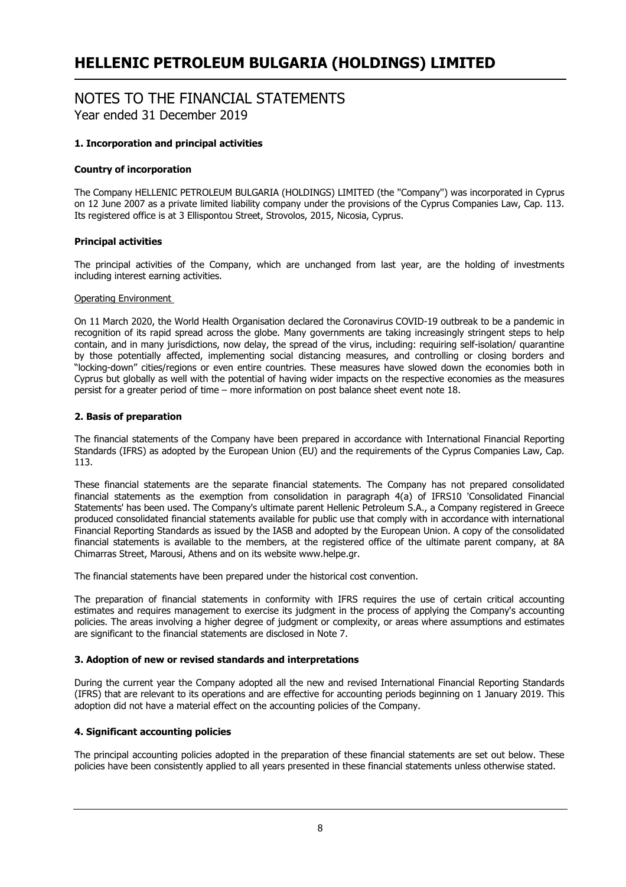# HELLENIC PETROLEUM BULGARIA (HOLDINGS) LIMITED

## NOTES TO THE FINANCIAL STATEMENTS
Year ended 31 December 2019

### 1. Incorporation and principal activities

**Country of incorporation**

The Company HELLENIC PETROLEUM BULGARIA (HOLDINGS) LIMITED (the "Company") was incorporated in Cyprus on 12 June 2007 as a private limited liability company under the provisions of the Cyprus Companies Law, Cap. 113. Its registered office is at 3 Ellispontou Street, Strovolos, 2015, Nicosia, Cyprus.

**Principal activities**

The principal activities of the Company, which are unchanged from last year, are the holding of investments including interest earning activities.

Operating Environment

On 11 March 2020, the World Health Organisation declared the Coronavirus COVID-19 outbreak to be a pandemic in recognition of its rapid spread across the globe. Many governments are taking increasingly stringent steps to help contain, and in many jurisdictions, now delay, the spread of the virus, including: requiring self-isolation/ quarantine by those potentially affected, implementing social distancing measures, and controlling or closing borders and "locking-down" cities/regions or even entire countries. These measures have slowed down the economies both in Cyprus but globally as well with the potential of having wider impacts on the respective economies as the measures persist for a greater period of time – more information on post balance sheet event note 18.

### 2. Basis of preparation

The financial statements of the Company have been prepared in accordance with International Financial Reporting Standards (IFRS) as adopted by the European Union (EU) and the requirements of the Cyprus Companies Law, Cap. 113.

These financial statements are the separate financial statements. The Company has not prepared consolidated financial statements as the exemption from consolidation in paragraph 4(a) of IFRS10 'Consolidated Financial Statements' has been used. The Company's ultimate parent Hellenic Petroleum S.A., a Company registered in Greece produced consolidated financial statements available for public use that comply with in accordance with international Financial Reporting Standards as issued by the IASB and adopted by the European Union. A copy of the consolidated financial statements is available to the members, at the registered office of the ultimate parent company, at 8A Chimarras Street, Marousi, Athens and on its website www.helpe.gr.

The financial statements have been prepared under the historical cost convention.

The preparation of financial statements in conformity with IFRS requires the use of certain critical accounting estimates and requires management to exercise its judgment in the process of applying the Company's accounting policies. The areas involving a higher degree of judgment or complexity, or areas where assumptions and estimates are significant to the financial statements are disclosed in Note 7.

### 3. Adoption of new or revised standards and interpretations

During the current year the Company adopted all the new and revised International Financial Reporting Standards (IFRS) that are relevant to its operations and are effective for accounting periods beginning on 1 January 2019. This adoption did not have a material effect on the accounting policies of the Company.

### 4. Significant accounting policies

The principal accounting policies adopted in the preparation of these financial statements are set out below. These policies have been consistently applied to all years presented in these financial statements unless otherwise stated.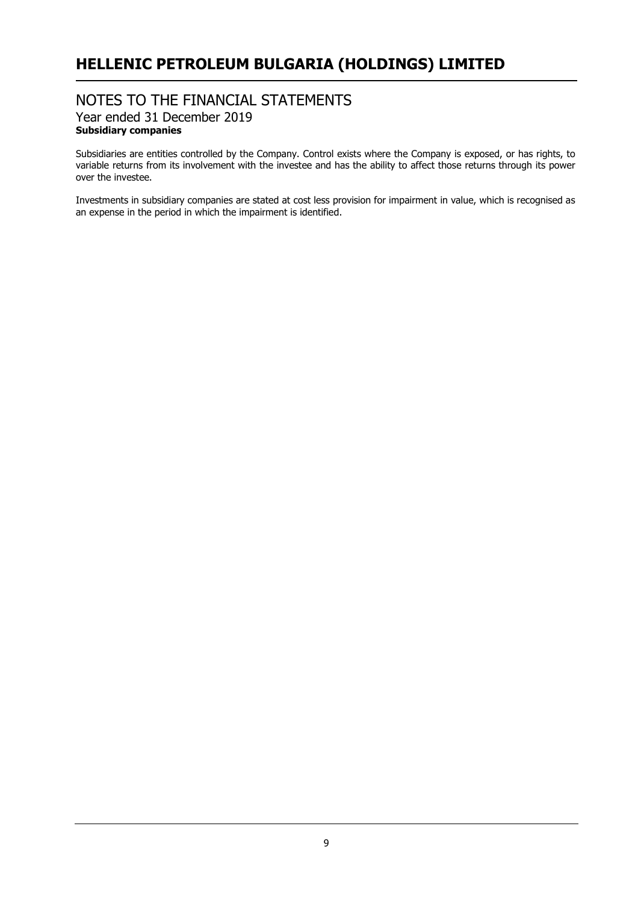### Subsidiary companies

Subsidiaries are entities controlled by the Company. Control exists where the Company is exposed, or has rights, to variable returns from its involvement with the investee and has the ability to affect those returns through its power over the investee.

Investments in subsidiary companies are stated at cost less provision for impairment in value, which is recognised as an expense in the period in which the impairment is identified.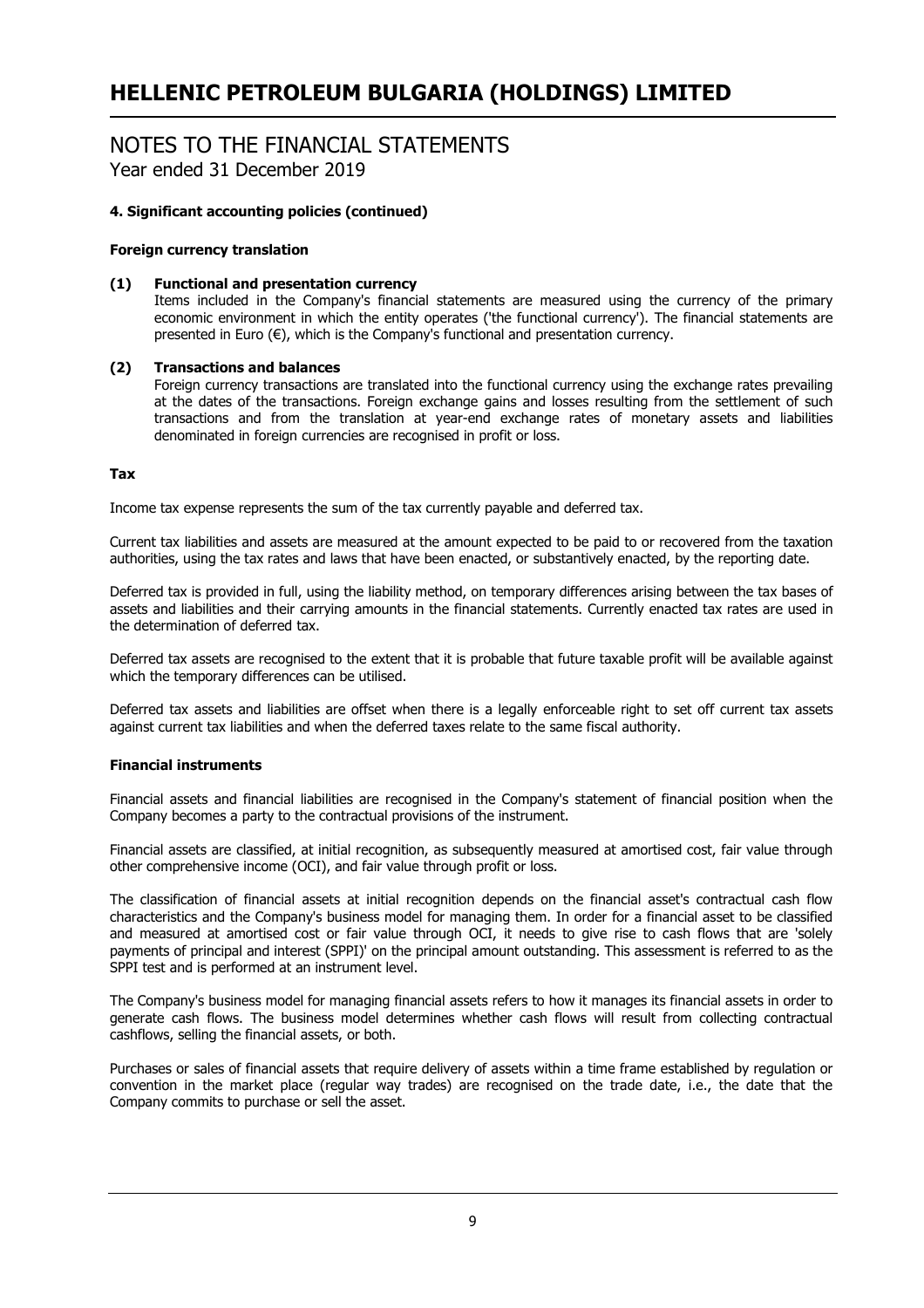### 4. Significant accounting policies (continued)

#### Foreign currency translation

**(1) Functional and presentation currency**

Items included in the Company's financial statements are measured using the currency of the primary economic environment in which the entity operates ('the functional currency'). The financial statements are presented in Euro (€), which is the Company's functional and presentation currency.

**(2) Transactions and balances**

Foreign currency transactions are translated into the functional currency using the exchange rates prevailing at the dates of the transactions. Foreign exchange gains and losses resulting from the settlement of such transactions and from the translation at year-end exchange rates of monetary assets and liabilities denominated in foreign currencies are recognised in profit or loss.

#### Tax

Income tax expense represents the sum of the tax currently payable and deferred tax.

Current tax liabilities and assets are measured at the amount expected to be paid to or recovered from the taxation authorities, using the tax rates and laws that have been enacted, or substantively enacted, by the reporting date.

Deferred tax is provided in full, using the liability method, on temporary differences arising between the tax bases of assets and liabilities and their carrying amounts in the financial statements. Currently enacted tax rates are used in the determination of deferred tax.

Deferred tax assets are recognised to the extent that it is probable that future taxable profit will be available against which the temporary differences can be utilised.

Deferred tax assets and liabilities are offset when there is a legally enforceable right to set off current tax assets against current tax liabilities and when the deferred taxes relate to the same fiscal authority.

#### Financial instruments

Financial assets and financial liabilities are recognised in the Company's statement of financial position when the Company becomes a party to the contractual provisions of the instrument.

Financial assets are classified, at initial recognition, as subsequently measured at amortised cost, fair value through other comprehensive income (OCI), and fair value through profit or loss.

The classification of financial assets at initial recognition depends on the financial asset's contractual cash flow characteristics and the Company's business model for managing them. In order for a financial asset to be classified and measured at amortised cost or fair value through OCI, it needs to give rise to cash flows that are 'solely payments of principal and interest (SPPI)' on the principal amount outstanding. This assessment is referred to as the SPPI test and is performed at an instrument level.

The Company's business model for managing financial assets refers to how it manages its financial assets in order to generate cash flows. The business model determines whether cash flows will result from collecting contractual cashflows, selling the financial assets, or both.

Purchases or sales of financial assets that require delivery of assets within a time frame established by regulation or convention in the market place (regular way trades) are recognised on the trade date, i.e., the date that the Company commits to purchase or sell the asset.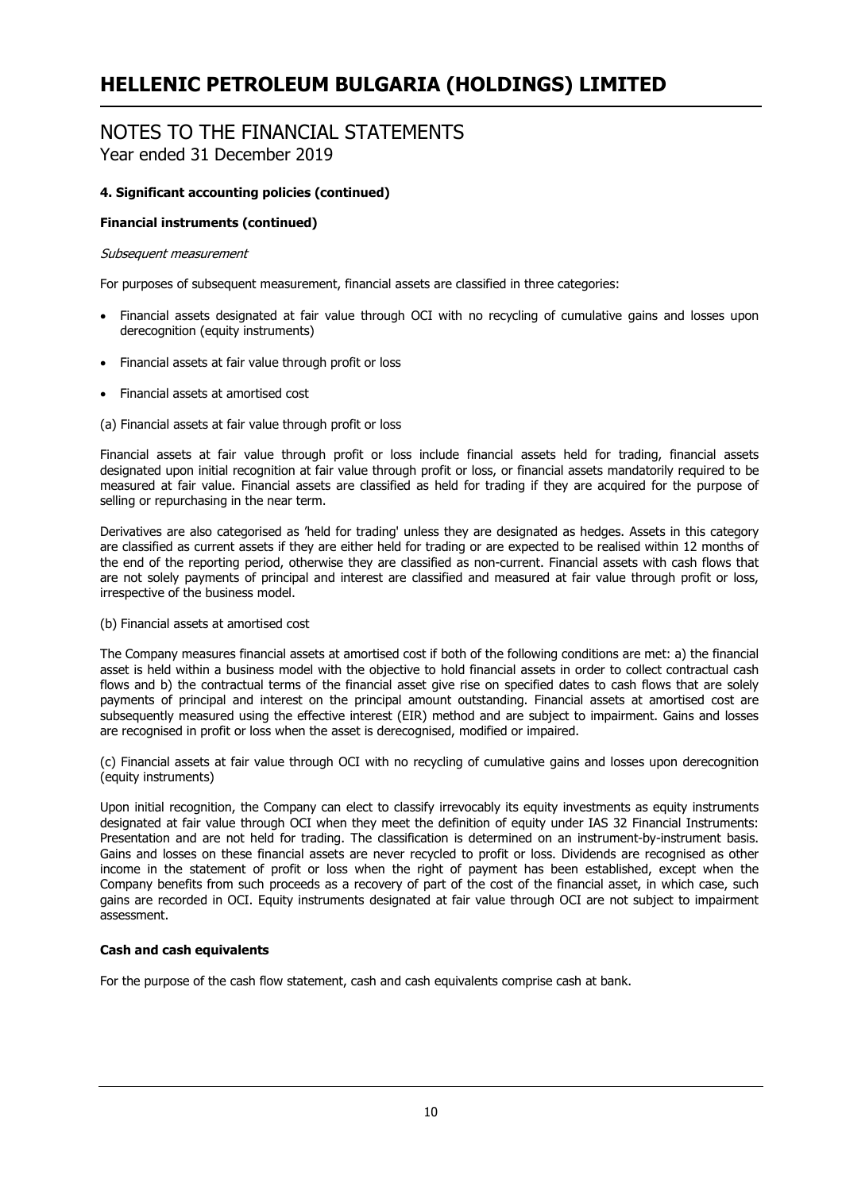# NOTES TO THE FINANCIAL STATEMENTS

Year ended 31 December 2019

**4. Significant accounting policies (continued)**

**Financial instruments (continued)**

*Subsequent measurement*

For purposes of subsequent measurement, financial assets are classified in three categories:

- Financial assets designated at fair value through OCI with no recycling of cumulative gains and losses upon derecognition (equity instruments)
- Financial assets at fair value through profit or loss
- Financial assets at amortised cost

(a) Financial assets at fair value through profit or loss

Financial assets at fair value through profit or loss include financial assets held for trading, financial assets designated upon initial recognition at fair value through profit or loss, or financial assets mandatorily required to be measured at fair value. Financial assets are classified as held for trading if they are acquired for the purpose of selling or repurchasing in the near term.

Derivatives are also categorised as 'held for trading' unless they are designated as hedges. Assets in this category are classified as current assets if they are either held for trading or are expected to be realised within 12 months of the end of the reporting period, otherwise they are classified as non-current. Financial assets with cash flows that are not solely payments of principal and interest are classified and measured at fair value through profit or loss, irrespective of the business model.

(b) Financial assets at amortised cost

The Company measures financial assets at amortised cost if both of the following conditions are met: a) the financial asset is held within a business model with the objective to hold financial assets in order to collect contractual cash flows and b) the contractual terms of the financial asset give rise on specified dates to cash flows that are solely payments of principal and interest on the principal amount outstanding. Financial assets at amortised cost are subsequently measured using the effective interest (EIR) method and are subject to impairment. Gains and losses are recognised in profit or loss when the asset is derecognised, modified or impaired.

(c) Financial assets at fair value through OCI with no recycling of cumulative gains and losses upon derecognition (equity instruments)

Upon initial recognition, the Company can elect to classify irrevocably its equity investments as equity instruments designated at fair value through OCI when they meet the definition of equity under IAS 32 Financial Instruments: Presentation and are not held for trading. The classification is determined on an instrument-by-instrument basis. Gains and losses on these financial assets are never recycled to profit or loss. Dividends are recognised as other income in the statement of profit or loss when the right of payment has been established, except when the Company benefits from such proceeds as a recovery of part of the cost of the financial asset, in which case, such gains are recorded in OCI. Equity instruments designated at fair value through OCI are not subject to impairment assessment.

**Cash and cash equivalents**

For the purpose of the cash flow statement, cash and cash equivalents comprise cash at bank.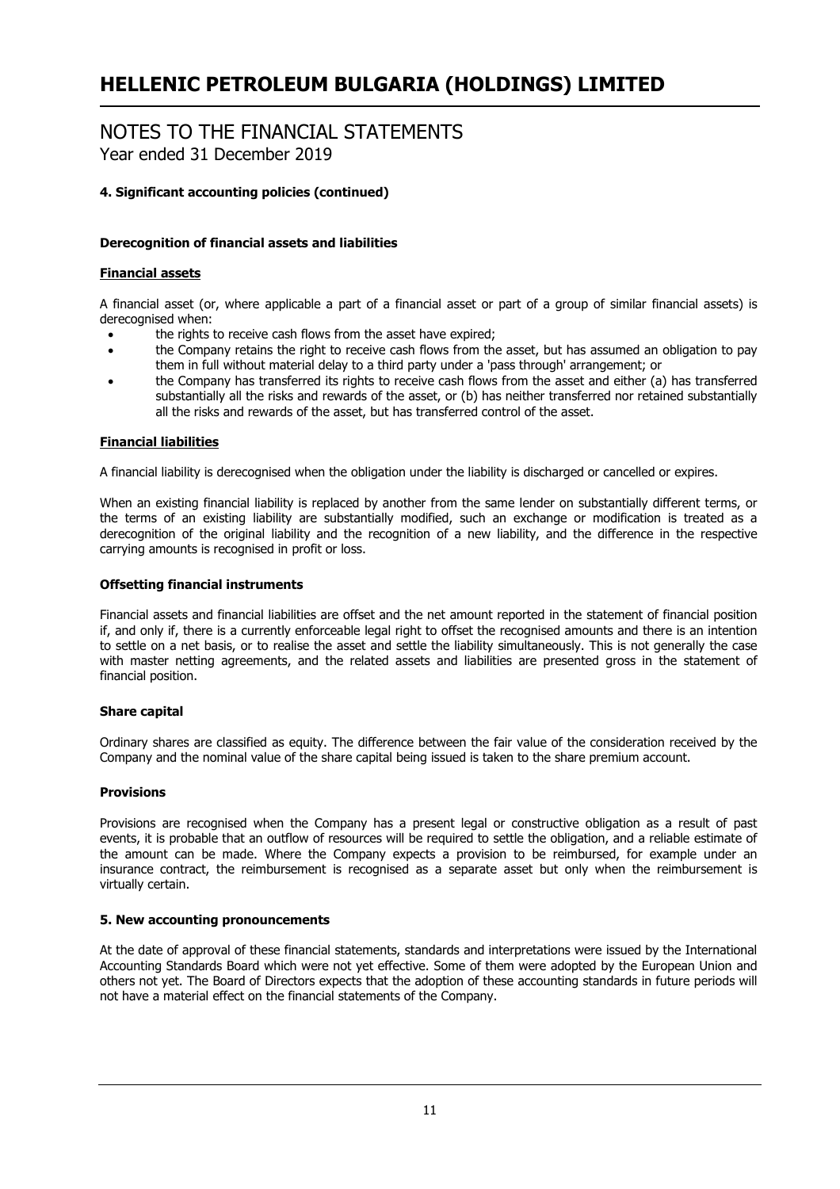# HELLENIC PETROLEUM BULGARIA (HOLDINGS) LIMITED

## NOTES TO THE FINANCIAL STATEMENTS
Year ended 31 December 2019

### 4. Significant accounting policies (continued)

#### Derecognition of financial assets and liabilities

**Financial assets**

A financial asset (or, where applicable a part of a financial asset or part of a group of similar financial assets) is derecognised when:

- the rights to receive cash flows from the asset have expired;
- the Company retains the right to receive cash flows from the asset, but has assumed an obligation to pay them in full without material delay to a third party under a 'pass through' arrangement; or
- the Company has transferred its rights to receive cash flows from the asset and either (a) has transferred substantially all the risks and rewards of the asset, or (b) has neither transferred nor retained substantially all the risks and rewards of the asset, but has transferred control of the asset.

**Financial liabilities**

A financial liability is derecognised when the obligation under the liability is discharged or cancelled or expires.

When an existing financial liability is replaced by another from the same lender on substantially different terms, or the terms of an existing liability are substantially modified, such an exchange or modification is treated as a derecognition of the original liability and the recognition of a new liability, and the difference in the respective carrying amounts is recognised in profit or loss.

#### Offsetting financial instruments

Financial assets and financial liabilities are offset and the net amount reported in the statement of financial position if, and only if, there is a currently enforceable legal right to offset the recognised amounts and there is an intention to settle on a net basis, or to realise the asset and settle the liability simultaneously. This is not generally the case with master netting agreements, and the related assets and liabilities are presented gross in the statement of financial position.

#### Share capital

Ordinary shares are classified as equity. The difference between the fair value of the consideration received by the Company and the nominal value of the share capital being issued is taken to the share premium account.

#### Provisions

Provisions are recognised when the Company has a present legal or constructive obligation as a result of past events, it is probable that an outflow of resources will be required to settle the obligation, and a reliable estimate of the amount can be made. Where the Company expects a provision to be reimbursed, for example under an insurance contract, the reimbursement is recognised as a separate asset but only when the reimbursement is virtually certain.

### 5. New accounting pronouncements

At the date of approval of these financial statements, standards and interpretations were issued by the International Accounting Standards Board which were not yet effective. Some of them were adopted by the European Union and others not yet. The Board of Directors expects that the adoption of these accounting standards in future periods will not have a material effect on the financial statements of the Company.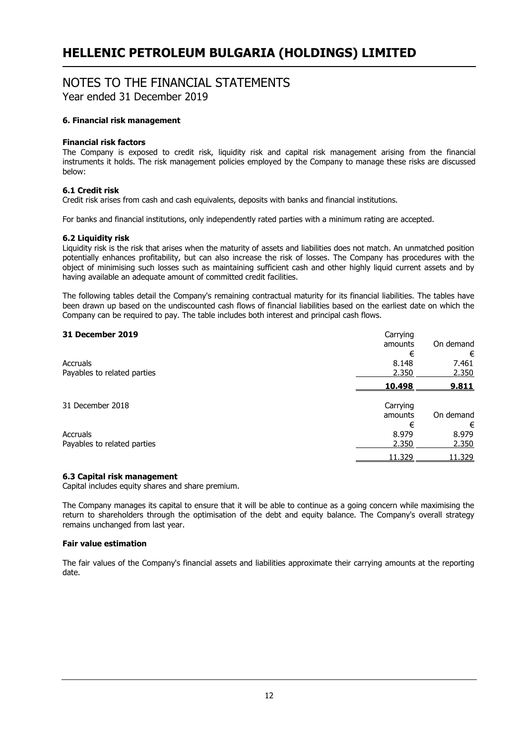# NOTES TO THE FINANCIAL STATEMENTS

Year ended 31 December 2019

### 6. Financial risk management

**Financial risk factors**

The Company is exposed to credit risk, liquidity risk and capital risk management arising from the financial instruments it holds. The risk management policies employed by the Company to manage these risks are discussed below:

**6.1 Credit risk**

Credit risk arises from cash and cash equivalents, deposits with banks and financial institutions.

For banks and financial institutions, only independently rated parties with a minimum rating are accepted.

**6.2 Liquidity risk**

Liquidity risk is the risk that arises when the maturity of assets and liabilities does not match. An unmatched position potentially enhances profitability, but can also increase the risk of losses. The Company has procedures with the object of minimising such losses such as maintaining sufficient cash and other highly liquid current assets and by having available an adequate amount of committed credit facilities.

The following tables detail the Company's remaining contractual maturity for its financial liabilities. The tables have been drawn up based on the undiscounted cash flows of financial liabilities based on the earliest date on which the Company can be required to pay. The table includes both interest and principal cash flows.

| **31 December 2019** | Carrying amounts | On demand |
|---|---|---|
| | € | € |
| Accruals | 8.148 | 7.461 |
| Payables to related parties | 2.350 | 2.350 |
| | **10.498** | **9.811** |

| 31 December 2018 | Carrying amounts | On demand |
|---|---|---|
| | € | € |
| Accruals | 8.979 | 8.979 |
| Payables to related parties | 2.350 | 2.350 |
| | 11.329 | 11.329 |

**6.3 Capital risk management**

Capital includes equity shares and share premium.

The Company manages its capital to ensure that it will be able to continue as a going concern while maximising the return to shareholders through the optimisation of the debt and equity balance. The Company's overall strategy remains unchanged from last year.

**Fair value estimation**

The fair values of the Company's financial assets and liabilities approximate their carrying amounts at the reporting date.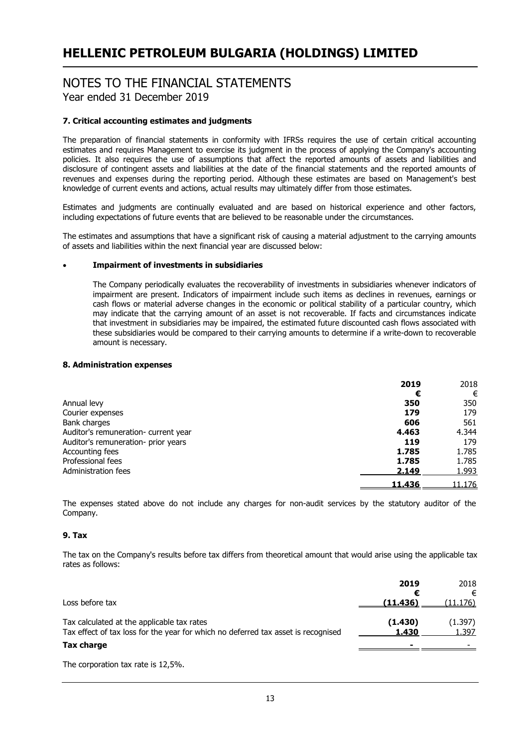## NOTES TO THE FINANCIAL STATEMENTS

Year ended 31 December 2019

### 7. Critical accounting estimates and judgments

The preparation of financial statements in conformity with IFRSs requires the use of certain critical accounting estimates and requires Management to exercise its judgment in the process of applying the Company's accounting policies. It also requires the use of assumptions that affect the reported amounts of assets and liabilities and disclosure of contingent assets and liabilities at the date of the financial statements and the reported amounts of revenues and expenses during the reporting period. Although these estimates are based on Management's best knowledge of current events and actions, actual results may ultimately differ from those estimates.

Estimates and judgments are continually evaluated and are based on historical experience and other factors, including expectations of future events that are believed to be reasonable under the circumstances.

The estimates and assumptions that have a significant risk of causing a material adjustment to the carrying amounts of assets and liabilities within the next financial year are discussed below:

- **Impairment of investments in subsidiaries**

  The Company periodically evaluates the recoverability of investments in subsidiaries whenever indicators of impairment are present. Indicators of impairment include such items as declines in revenues, earnings or cash flows or material adverse changes in the economic or political stability of a particular country, which may indicate that the carrying amount of an asset is not recoverable. If facts and circumstances indicate that investment in subsidiaries may be impaired, the estimated future discounted cash flows associated with these subsidiaries would be compared to their carrying amounts to determine if a write-down to recoverable amount is necessary.

### 8. Administration expenses

| | **2019** | 2018 |
|---|---|---|
| | **€** | € |
| Annual levy | **350** | 350 |
| Courier expenses | **179** | 179 |
| Bank charges | **606** | 561 |
| Auditor's remuneration- current year | **4.463** | 4.344 |
| Auditor's remuneration- prior years | **119** | 179 |
| Accounting fees | **1.785** | 1.785 |
| Professional fees | **1.785** | 1.785 |
| Administration fees | **2.149** | 1.993 |
| | **11.436** | 11.176 |

The expenses stated above do not include any charges for non-audit services by the statutory auditor of the Company.

### 9. Tax

The tax on the Company's results before tax differs from theoretical amount that would arise using the applicable tax rates as follows:

| | **2019** | 2018 |
|---|---|---|
| | **€** | € |
| Loss before tax | **(11.436)** | (11.176) |
| Tax calculated at the applicable tax rates | **(1.430)** | (1.397) |
| Tax effect of tax loss for the year for which no deferred tax asset is recognised | **1.430** | 1.397 |
| **Tax charge** | **-** | - |

The corporation tax rate is 12,5%.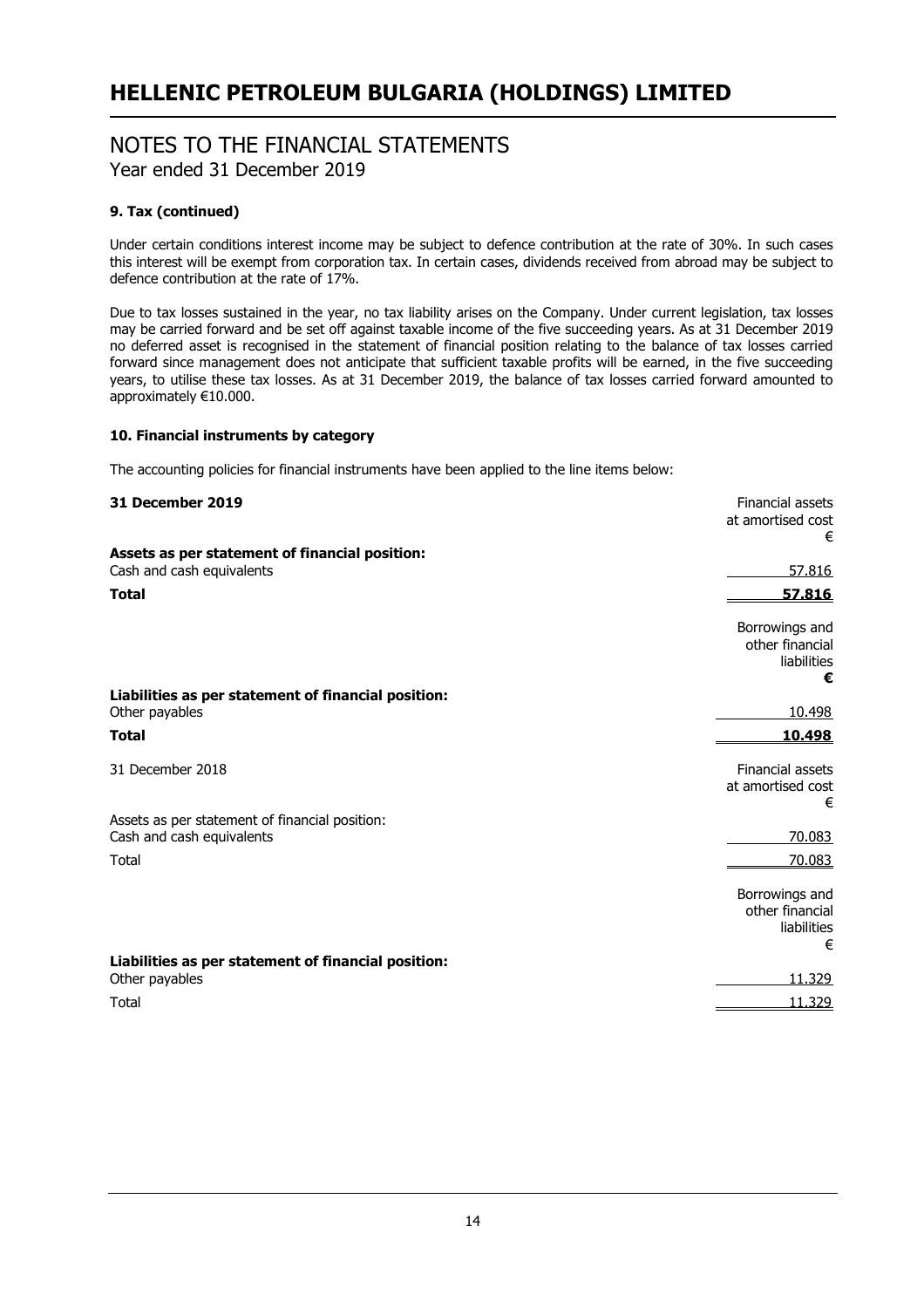# HELLENIC PETROLEUM BULGARIA (HOLDINGS) LIMITED

## NOTES TO THE FINANCIAL STATEMENTS
Year ended 31 December 2019

### 9. Tax (continued)

Under certain conditions interest income may be subject to defence contribution at the rate of 30%. In such cases this interest will be exempt from corporation tax. In certain cases, dividends received from abroad may be subject to defence contribution at the rate of 17%.

Due to tax losses sustained in the year, no tax liability arises on the Company. Under current legislation, tax losses may be carried forward and be set off against taxable income of the five succeeding years. As at 31 December 2019 no deferred asset is recognised in the statement of financial position relating to the balance of tax losses carried forward since management does not anticipate that sufficient taxable profits will be earned, in the five succeeding years, to utilise these tax losses. As at 31 December 2019, the balance of tax losses carried forward amounted to approximately €10.000.

### 10. Financial instruments by category

The accounting policies for financial instruments have been applied to the line items below:

| **31 December 2019** | Financial assets at amortised cost € |
|---|---|
| **Assets as per statement of financial position:** | |
| Cash and cash equivalents | 57.816 |
| **Total** | **57.816** |

| | Borrowings and other financial liabilities **€** |
|---|---|
| **Liabilities as per statement of financial position:** | |
| Other payables | 10.498 |
| **Total** | **10.498** |

| 31 December 2018 | Financial assets at amortised cost € |
|---|---|
| Assets as per statement of financial position: | |
| Cash and cash equivalents | 70.083 |
| Total | 70.083 |

| | Borrowings and other financial liabilities € |
|---|---|
| **Liabilities as per statement of financial position:** | |
| Other payables | 11.329 |
| Total | 11.329 |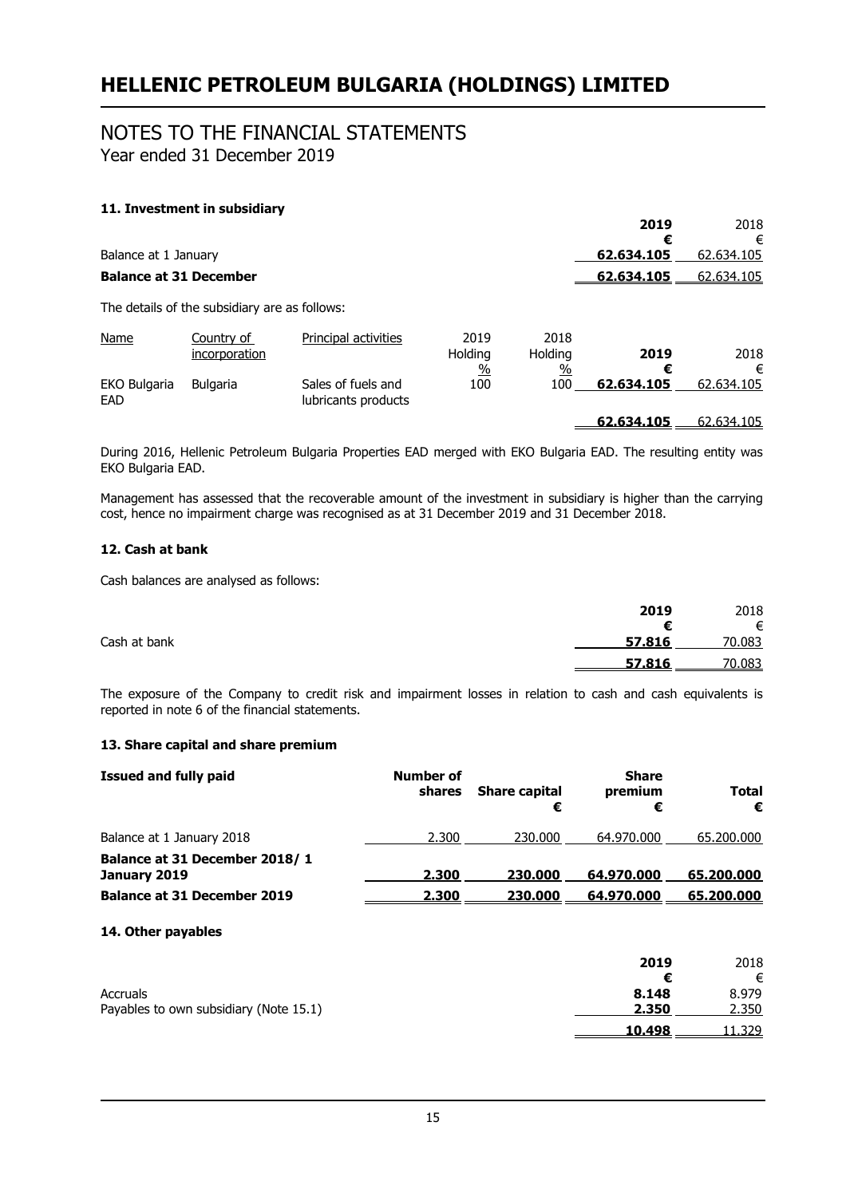# HELLENIC PETROLEUM BULGARIA (HOLDINGS) LIMITED

## NOTES TO THE FINANCIAL STATEMENTS

Year ended 31 December 2019

### 11. Investment in subsidiary

| | **2019** | 2018 |
|---|---|---|
| | **€** | € |
| Balance at 1 January | **62.634.105** | 62.634.105 |
| **Balance at 31 December** | **62.634.105** | 62.634.105 |

The details of the subsidiary are as follows:

| Name | Country of incorporation | Principal activities | 2019 Holding % | 2018 Holding % | **2019 €** | 2018 € |
|---|---|---|---|---|---|---|
| EKO Bulgaria EAD | Bulgaria | Sales of fuels and lubricants products | 100 | 100 | **62.634.105** | 62.634.105 |
| | | | | | **62.634.105** | 62.634.105 |

During 2016, Hellenic Petroleum Bulgaria Properties EAD merged with EKO Bulgaria EAD. The resulting entity was EKO Bulgaria EAD.

Management has assessed that the recoverable amount of the investment in subsidiary is higher than the carrying cost, hence no impairment charge was recognised as at 31 December 2019 and 31 December 2018.

### 12. Cash at bank

Cash balances are analysed as follows:

| | **2019** | 2018 |
|---|---|---|
| | **€** | € |
| Cash at bank | **57.816** | 70.083 |
| | **57.816** | 70.083 |

The exposure of the Company to credit risk and impairment losses in relation to cash and cash equivalents is reported in note 6 of the financial statements.

### 13. Share capital and share premium

| **Issued and fully paid** | **Number of shares** | **Share capital €** | **Share premium €** | **Total €** |
|---|---|---|---|---|
| Balance at 1 January 2018 | 2.300 | 230.000 | 64.970.000 | 65.200.000 |
| **Balance at 31 December 2018/ 1 January 2019** | **2.300** | **230.000** | **64.970.000** | **65.200.000** |
| **Balance at 31 December 2019** | **2.300** | **230.000** | **64.970.000** | **65.200.000** |

### 14. Other payables

| | **2019** | 2018 |
|---|---|---|
| | **€** | € |
| Accruals | **8.148** | 8.979 |
| Payables to own subsidiary (Note 15.1) | **2.350** | 2.350 |
| | **10.498** | 11.329 |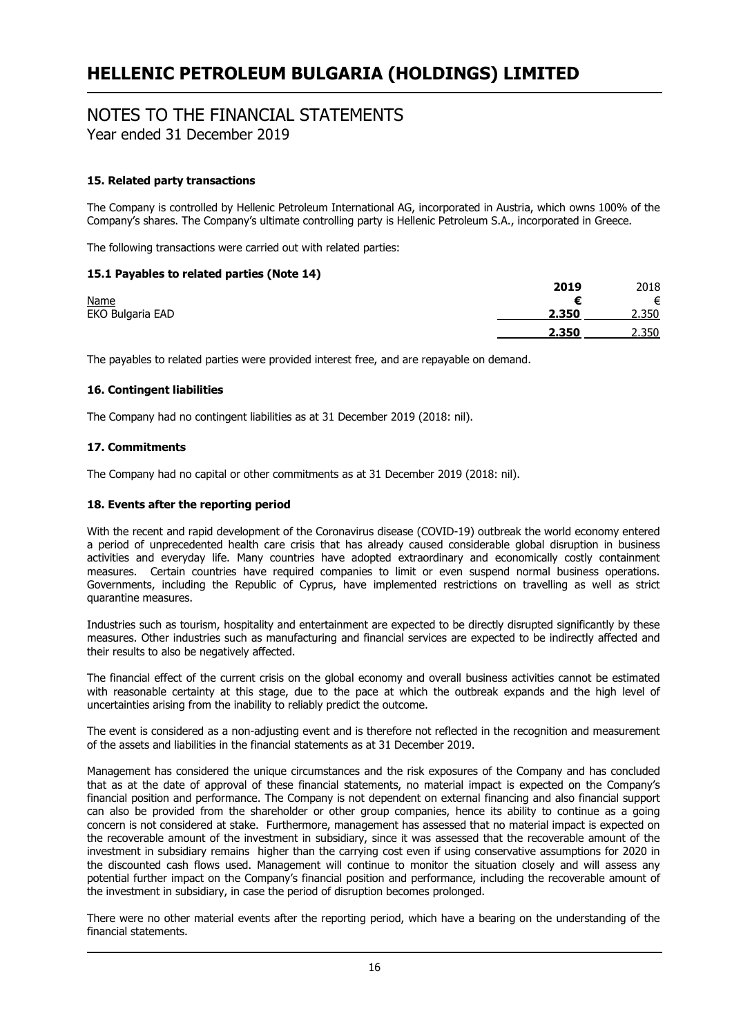# HELLENIC PETROLEUM BULGARIA (HOLDINGS) LIMITED

## NOTES TO THE FINANCIAL STATEMENTS

Year ended 31 December 2019

### 15. Related party transactions

The Company is controlled by Hellenic Petroleum International AG, incorporated in Austria, which owns 100% of the Company's shares. The Company's ultimate controlling party is Hellenic Petroleum S.A., incorporated in Greece.

The following transactions were carried out with related parties:

#### 15.1 Payables to related parties (Note 14)

| | **2019** | 2018 |
|---|---|---|
| Name | **€** | € |
| EKO Bulgaria EAD | **2.350** | 2.350 |
| | **2.350** | 2.350 |

The payables to related parties were provided interest free, and are repayable on demand.

### 16. Contingent liabilities

The Company had no contingent liabilities as at 31 December 2019 (2018: nil).

### 17. Commitments

The Company had no capital or other commitments as at 31 December 2019 (2018: nil).

### 18. Events after the reporting period

With the recent and rapid development of the Coronavirus disease (COVID-19) outbreak the world economy entered a period of unprecedented health care crisis that has already caused considerable global disruption in business activities and everyday life. Many countries have adopted extraordinary and economically costly containment measures. Certain countries have required companies to limit or even suspend normal business operations. Governments, including the Republic of Cyprus, have implemented restrictions on travelling as well as strict quarantine measures.

Industries such as tourism, hospitality and entertainment are expected to be directly disrupted significantly by these measures. Other industries such as manufacturing and financial services are expected to be indirectly affected and their results to also be negatively affected.

The financial effect of the current crisis on the global economy and overall business activities cannot be estimated with reasonable certainty at this stage, due to the pace at which the outbreak expands and the high level of uncertainties arising from the inability to reliably predict the outcome.

The event is considered as a non-adjusting event and is therefore not reflected in the recognition and measurement of the assets and liabilities in the financial statements as at 31 December 2019.

Management has considered the unique circumstances and the risk exposures of the Company and has concluded that as at the date of approval of these financial statements, no material impact is expected on the Company's financial position and performance. The Company is not dependent on external financing and also financial support can also be provided from the shareholder or other group companies, hence its ability to continue as a going concern is not considered at stake. Furthermore, management has assessed that no material impact is expected on the recoverable amount of the investment in subsidiary, since it was assessed that the recoverable amount of the investment in subsidiary remains higher than the carrying cost even if using conservative assumptions for 2020 in the discounted cash flows used. Management will continue to monitor the situation closely and will assess any potential further impact on the Company's financial position and performance, including the recoverable amount of the investment in subsidiary, in case the period of disruption becomes prolonged.

There were no other material events after the reporting period, which have a bearing on the understanding of the financial statements.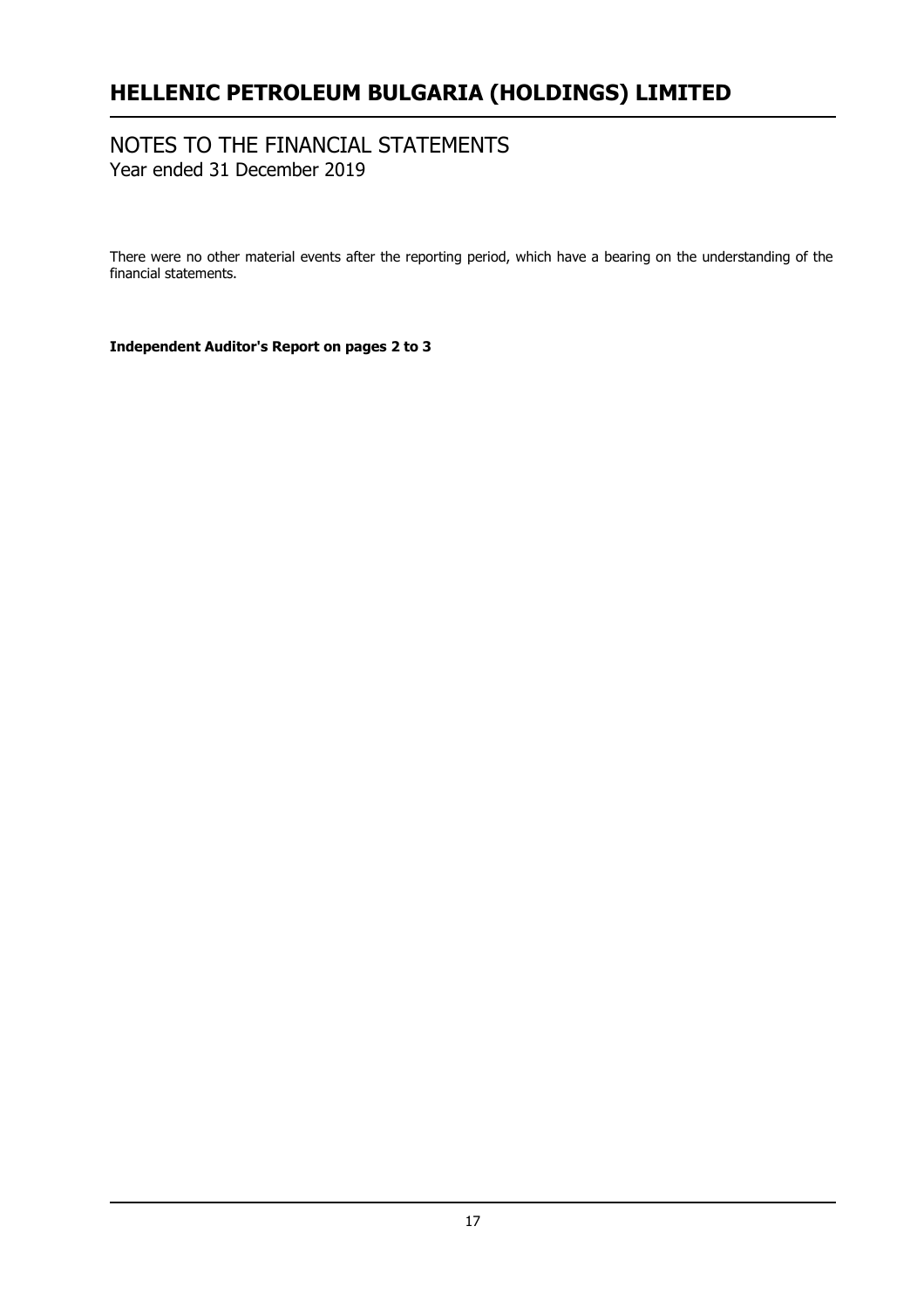There were no other material events after the reporting period, which have a bearing on the understanding of the financial statements.

**Independent Auditor's Report on pages 2 to 3**